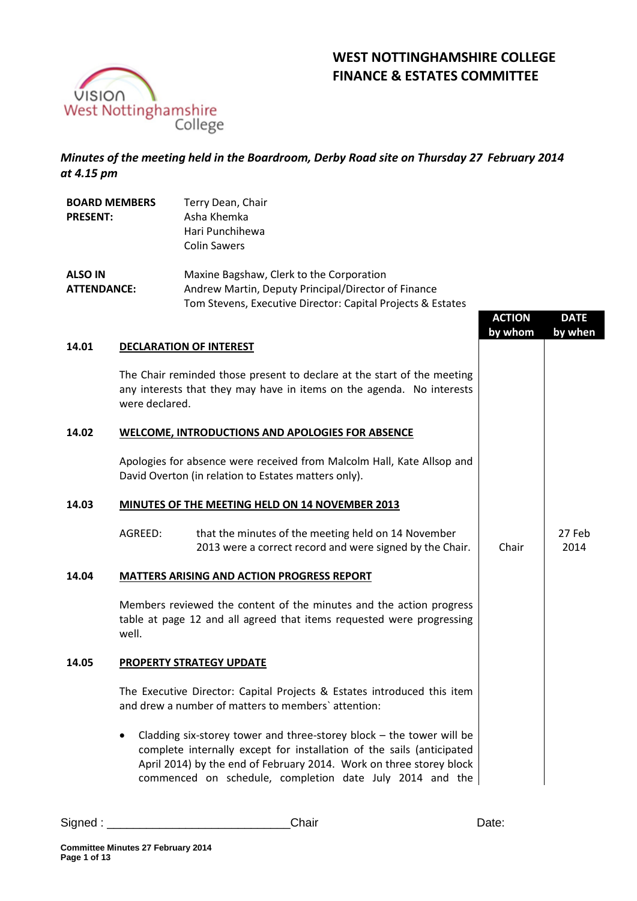# WEST NOTTINGHAMSHIRE COLLEGE
# FINANCE & ESTATES COMMITTEE

*Minutes of the meeting held in the Boardroom, Derby Road site on Thursday 27 February 2014 at 4.15 pm*

**BOARD MEMBERS PRESENT:**
Terry Dean, Chair
Asha Khemka
Hari Punchihewa
Colin Sawers

**ALSO IN ATTENDANCE:**
Maxine Bagshaw, Clerk to the Corporation
Andrew Martin, Deputy Principal/Director of Finance
Tom Stevens, Executive Director: Capital Projects & Estates

| | | ACTION by whom | DATE by when |
|---|---|---|---|
| **14.01** | **DECLARATION OF INTEREST** | | |
| | The Chair reminded those present to declare at the start of the meeting any interests that they may have in items on the agenda. No interests were declared. | | |
| **14.02** | **WELCOME, INTRODUCTIONS AND APOLOGIES FOR ABSENCE** | | |
| | Apologies for absence were received from Malcolm Hall, Kate Allsop and David Overton (in relation to Estates matters only). | | |
| **14.03** | **MINUTES OF THE MEETING HELD ON 14 NOVEMBER 2013** | | |
| | AGREED: that the minutes of the meeting held on 14 November 2013 were a correct record and were signed by the Chair. | Chair | 27 Feb 2014 |
| **14.04** | **MATTERS ARISING AND ACTION PROGRESS REPORT** | | |
| | Members reviewed the content of the minutes and the action progress table at page 12 and all agreed that items requested were progressing well. | | |
| **14.05** | **PROPERTY STRATEGY UPDATE** | | |
| | The Executive Director: Capital Projects & Estates introduced this item and drew a number of matters to members` attention: | | |
| | • Cladding six-storey tower and three-storey block – the tower will be complete internally except for installation of the sails (anticipated April 2014) by the end of February 2014. Work on three storey block commenced on schedule, completion date July 2014 and the | | |

Signed : ___________________________Chair Date: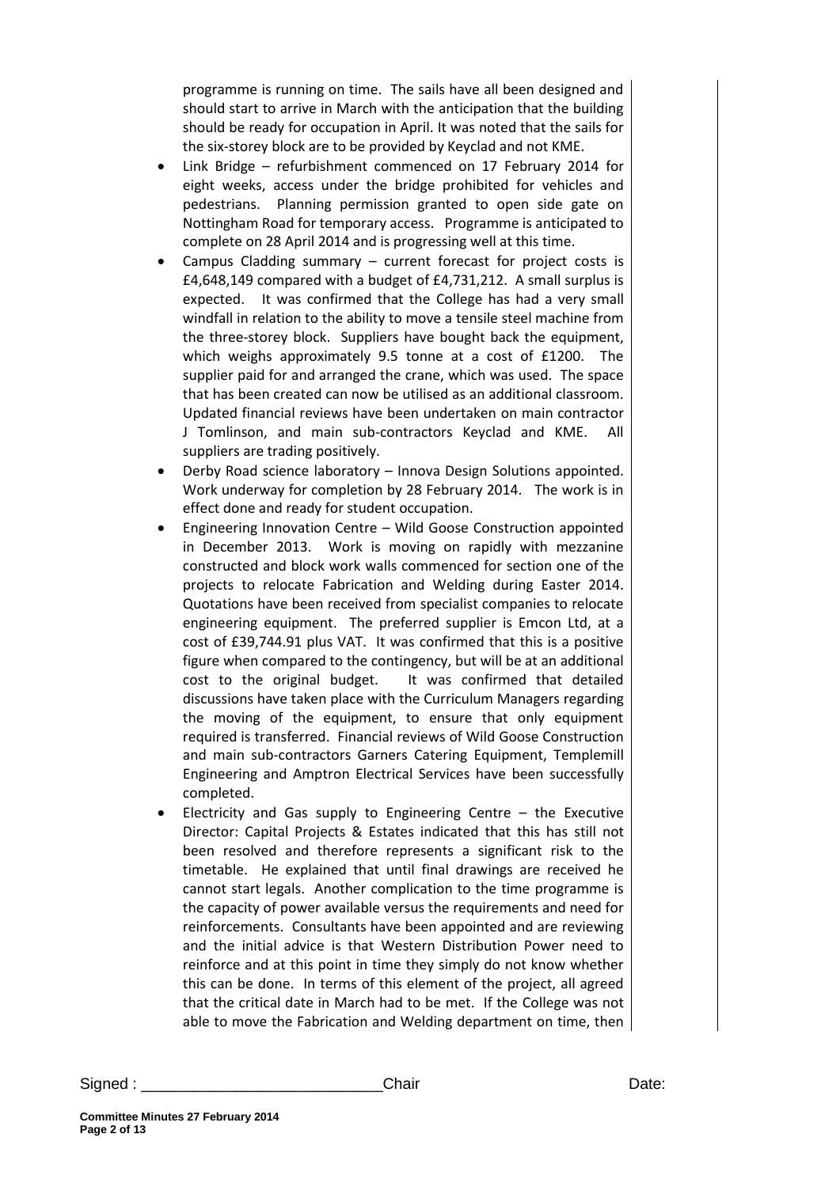programme is running on time. The sails have all been designed and should start to arrive in March with the anticipation that the building should be ready for occupation in April. It was noted that the sails for the six-storey block are to be provided by Keyclad and not KME.

- Link Bridge – refurbishment commenced on 17 February 2014 for eight weeks, access under the bridge prohibited for vehicles and pedestrians. Planning permission granted to open side gate on Nottingham Road for temporary access. Programme is anticipated to complete on 28 April 2014 and is progressing well at this time.
- Campus Cladding summary – current forecast for project costs is £4,648,149 compared with a budget of £4,731,212. A small surplus is expected. It was confirmed that the College has had a very small windfall in relation to the ability to move a tensile steel machine from the three-storey block. Suppliers have bought back the equipment, which weighs approximately 9.5 tonne at a cost of £1200. The supplier paid for and arranged the crane, which was used. The space that has been created can now be utilised as an additional classroom. Updated financial reviews have been undertaken on main contractor J Tomlinson, and main sub-contractors Keyclad and KME. All suppliers are trading positively.
- Derby Road science laboratory – Innova Design Solutions appointed. Work underway for completion by 28 February 2014. The work is in effect done and ready for student occupation.
- Engineering Innovation Centre – Wild Goose Construction appointed in December 2013. Work is moving on rapidly with mezzanine constructed and block work walls commenced for section one of the projects to relocate Fabrication and Welding during Easter 2014. Quotations have been received from specialist companies to relocate engineering equipment. The preferred supplier is Emcon Ltd, at a cost of £39,744.91 plus VAT. It was confirmed that this is a positive figure when compared to the contingency, but will be at an additional cost to the original budget. It was confirmed that detailed discussions have taken place with the Curriculum Managers regarding the moving of the equipment, to ensure that only equipment required is transferred. Financial reviews of Wild Goose Construction and main sub-contractors Garners Catering Equipment, Templemill Engineering and Amptron Electrical Services have been successfully completed.
- Electricity and Gas supply to Engineering Centre – the Executive Director: Capital Projects & Estates indicated that this has still not been resolved and therefore represents a significant risk to the timetable. He explained that until final drawings are received he cannot start legals. Another complication to the time programme is the capacity of power available versus the requirements and need for reinforcements. Consultants have been appointed and are reviewing and the initial advice is that Western Distribution Power need to reinforce and at this point in time they simply do not know whether this can be done. In terms of this element of the project, all agreed that the critical date in March had to be met. If the College was not able to move the Fabrication and Welding department on time, then

Signed : ___________________________Chair Date: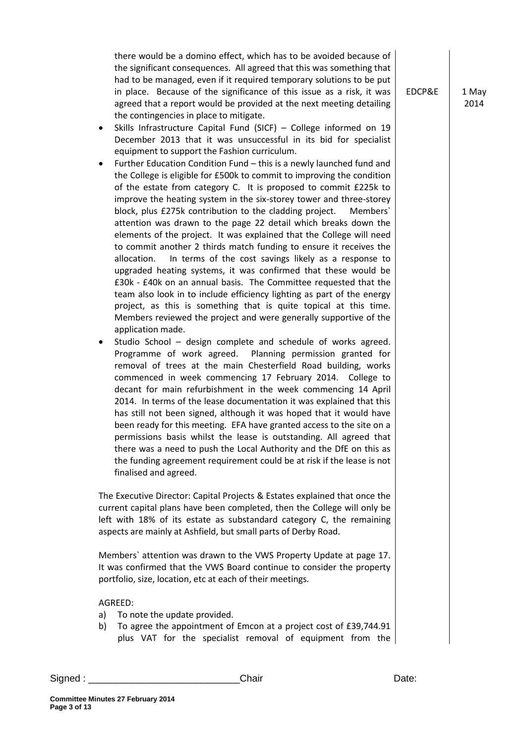there would be a domino effect, which has to be avoided because of the significant consequences. All agreed that this was something that had to be managed, even if it required temporary solutions to be put in place. Because of the significance of this issue as a risk, it was agreed that a report would be provided at the next meeting detailing the contingencies in place to mitigate. — EDCP&E — 1 May 2014

- Skills Infrastructure Capital Fund (SICF) – College informed on 19 December 2013 that it was unsuccessful in its bid for specialist equipment to support the Fashion curriculum.
- Further Education Condition Fund – this is a newly launched fund and the College is eligible for £500k to commit to improving the condition of the estate from category C. It is proposed to commit £225k to improve the heating system in the six-storey tower and three-storey block, plus £275k contribution to the cladding project. Members` attention was drawn to the page 22 detail which breaks down the elements of the project. It was explained that the College will need to commit another 2 thirds match funding to ensure it receives the allocation. In terms of the cost savings likely as a response to upgraded heating systems, it was confirmed that these would be £30k - £40k on an annual basis. The Committee requested that the team also look in to include efficiency lighting as part of the energy project, as this is something that is quite topical at this time. Members reviewed the project and were generally supportive of the application made.
- Studio School – design complete and schedule of works agreed. Programme of work agreed. Planning permission granted for removal of trees at the main Chesterfield Road building, works commenced in week commencing 17 February 2014. College to decant for main refurbishment in the week commencing 14 April 2014. In terms of the lease documentation it was explained that this has still not been signed, although it was hoped that it would have been ready for this meeting. EFA have granted access to the site on a permissions basis whilst the lease is outstanding. All agreed that there was a need to push the Local Authority and the DfE on this as the funding agreement requirement could be at risk if the lease is not finalised and agreed.

The Executive Director: Capital Projects & Estates explained that once the current capital plans have been completed, then the College will only be left with 18% of its estate as substandard category C, the remaining aspects are mainly at Ashfield, but small parts of Derby Road.

Members` attention was drawn to the VWS Property Update at page 17. It was confirmed that the VWS Board continue to consider the property portfolio, size, location, etc at each of their meetings.

AGREED:

a) To note the update provided.
b) To agree the appointment of Emcon at a project cost of £39,744.91 plus VAT for the specialist removal of equipment from the

Signed : ___________________________Chair Date: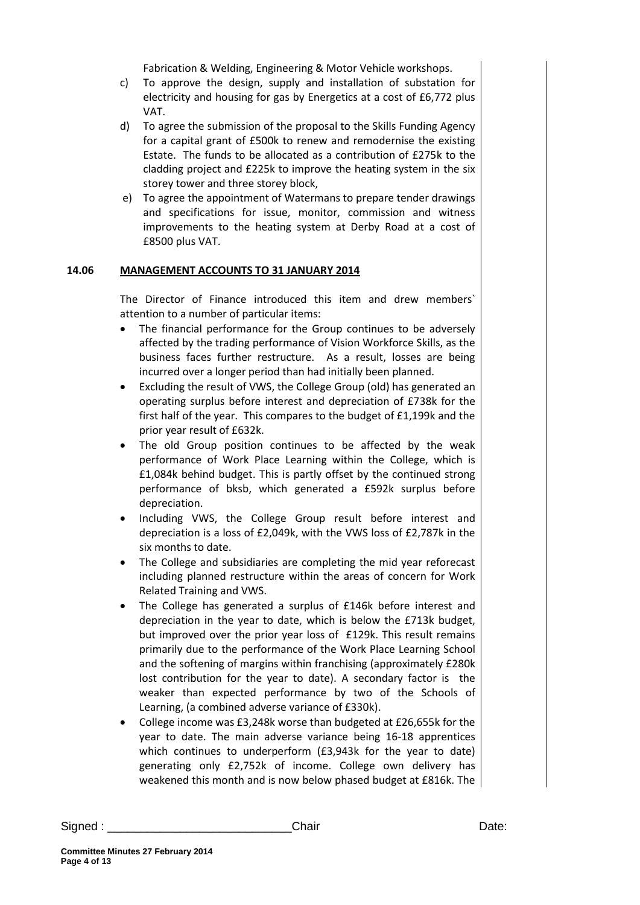Fabrication & Welding, Engineering & Motor Vehicle workshops.

c) To approve the design, supply and installation of substation for electricity and housing for gas by Energetics at a cost of £6,772 plus VAT.

d) To agree the submission of the proposal to the Skills Funding Agency for a capital grant of £500k to renew and remodernise the existing Estate. The funds to be allocated as a contribution of £275k to the cladding project and £225k to improve the heating system in the six storey tower and three storey block,

e) To agree the appointment of Watermans to prepare tender drawings and specifications for issue, monitor, commission and witness improvements to the heating system at Derby Road at a cost of £8500 plus VAT.

**14.06 MANAGEMENT ACCOUNTS TO 31 JANUARY 2014**

The Director of Finance introduced this item and drew members` attention to a number of particular items:

- The financial performance for the Group continues to be adversely affected by the trading performance of Vision Workforce Skills, as the business faces further restructure. As a result, losses are being incurred over a longer period than had initially been planned.
- Excluding the result of VWS, the College Group (old) has generated an operating surplus before interest and depreciation of £738k for the first half of the year. This compares to the budget of £1,199k and the prior year result of £632k.
- The old Group position continues to be affected by the weak performance of Work Place Learning within the College, which is £1,084k behind budget. This is partly offset by the continued strong performance of bksb, which generated a £592k surplus before depreciation.
- Including VWS, the College Group result before interest and depreciation is a loss of £2,049k, with the VWS loss of £2,787k in the six months to date.
- The College and subsidiaries are completing the mid year reforecast including planned restructure within the areas of concern for Work Related Training and VWS.
- The College has generated a surplus of £146k before interest and depreciation in the year to date, which is below the £713k budget, but improved over the prior year loss of £129k. This result remains primarily due to the performance of the Work Place Learning School and the softening of margins within franchising (approximately £280k lost contribution for the year to date). A secondary factor is the weaker than expected performance by two of the Schools of Learning, (a combined adverse variance of £330k).
- College income was £3,248k worse than budgeted at £26,655k for the year to date. The main adverse variance being 16-18 apprentices which continues to underperform (£3,943k for the year to date) generating only £2,752k of income. College own delivery has weakened this month and is now below phased budget at £816k. The

Signed : ___________________________Chair Date: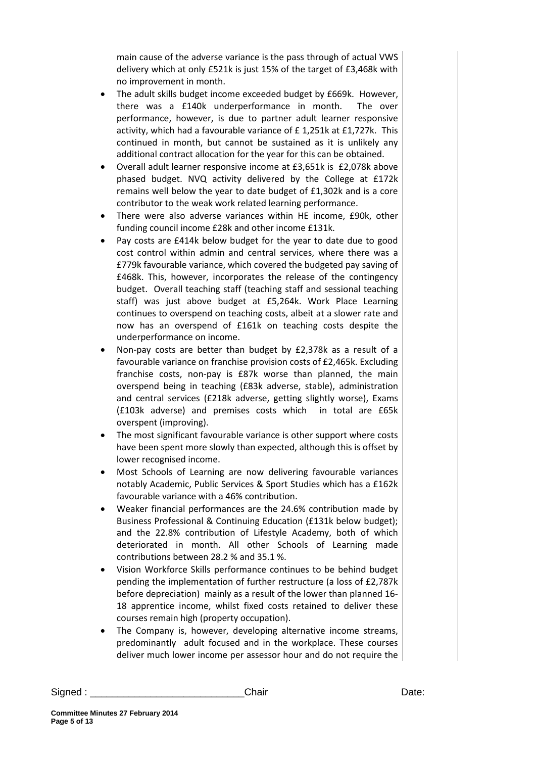main cause of the adverse variance is the pass through of actual VWS delivery which at only £521k is just 15% of the target of £3,468k with no improvement in month.

- The adult skills budget income exceeded budget by £669k. However, there was a £140k underperformance in month. The over performance, however, is due to partner adult learner responsive activity, which had a favourable variance of £ 1,251k at £1,727k. This continued in month, but cannot be sustained as it is unlikely any additional contract allocation for the year for this can be obtained.
- Overall adult learner responsive income at £3,651k is £2,078k above phased budget. NVQ activity delivered by the College at £172k remains well below the year to date budget of £1,302k and is a core contributor to the weak work related learning performance.
- There were also adverse variances within HE income, £90k, other funding council income £28k and other income £131k.
- Pay costs are £414k below budget for the year to date due to good cost control within admin and central services, where there was a £779k favourable variance, which covered the budgeted pay saving of £468k. This, however, incorporates the release of the contingency budget. Overall teaching staff (teaching staff and sessional teaching staff) was just above budget at £5,264k. Work Place Learning continues to overspend on teaching costs, albeit at a slower rate and now has an overspend of £161k on teaching costs despite the underperformance on income.
- Non-pay costs are better than budget by £2,378k as a result of a favourable variance on franchise provision costs of £2,465k. Excluding franchise costs, non-pay is £87k worse than planned, the main overspend being in teaching (£83k adverse, stable), administration and central services (£218k adverse, getting slightly worse), Exams (£103k adverse) and premises costs which in total are £65k overspent (improving).
- The most significant favourable variance is other support where costs have been spent more slowly than expected, although this is offset by lower recognised income.
- Most Schools of Learning are now delivering favourable variances notably Academic, Public Services & Sport Studies which has a £162k favourable variance with a 46% contribution.
- Weaker financial performances are the 24.6% contribution made by Business Professional & Continuing Education (£131k below budget); and the 22.8% contribution of Lifestyle Academy, both of which deteriorated in month. All other Schools of Learning made contributions between 28.2 % and 35.1 %.
- Vision Workforce Skills performance continues to be behind budget pending the implementation of further restructure (a loss of £2,787k before depreciation) mainly as a result of the lower than planned 16-18 apprentice income, whilst fixed costs retained to deliver these courses remain high (property occupation).
- The Company is, however, developing alternative income streams, predominantly adult focused and in the workplace. These courses deliver much lower income per assessor hour and do not require the

Signed : ___________________________Chair Date: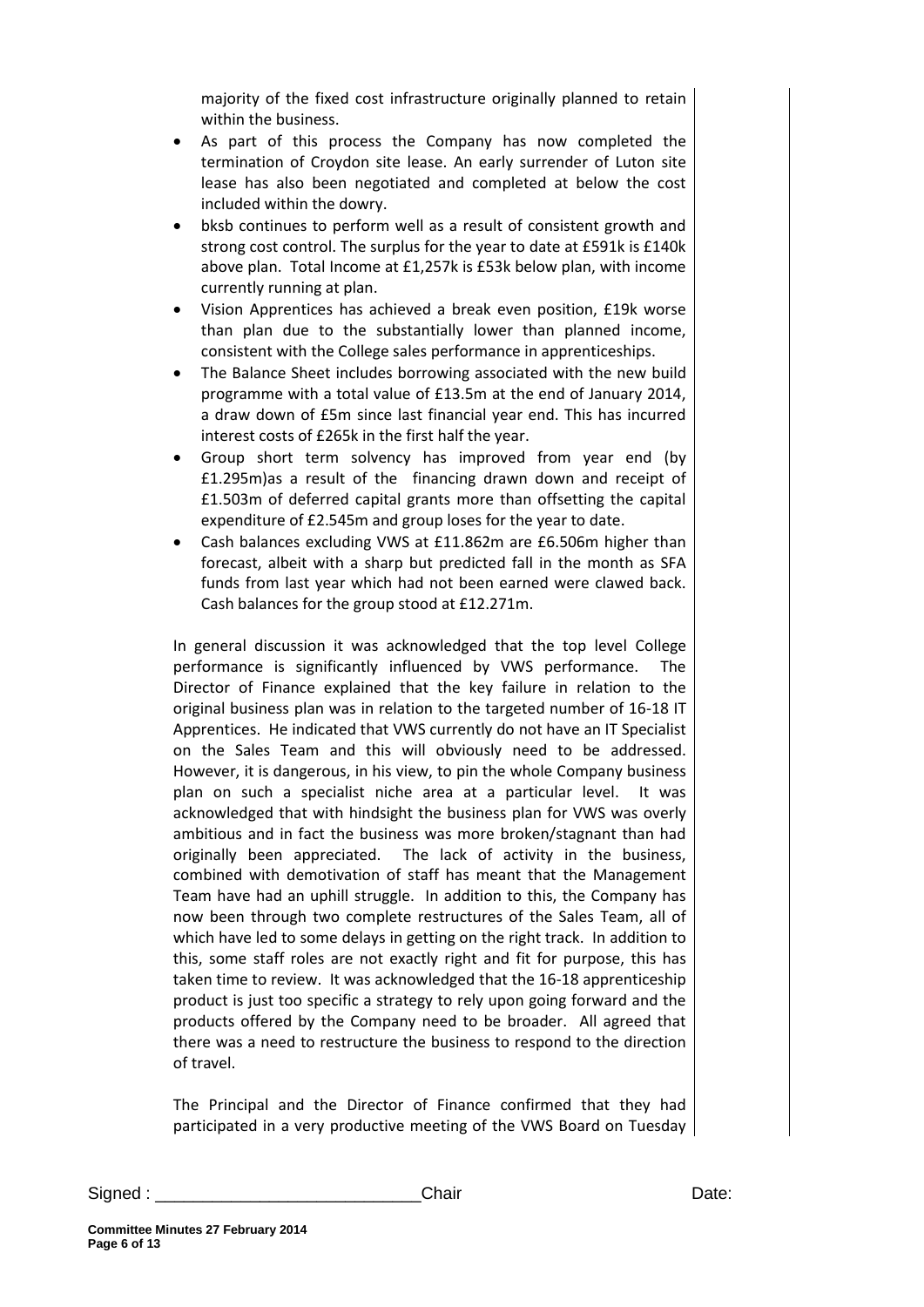majority of the fixed cost infrastructure originally planned to retain within the business.

- As part of this process the Company has now completed the termination of Croydon site lease. An early surrender of Luton site lease has also been negotiated and completed at below the cost included within the dowry.
- bksb continues to perform well as a result of consistent growth and strong cost control. The surplus for the year to date at £591k is £140k above plan. Total Income at £1,257k is £53k below plan, with income currently running at plan.
- Vision Apprentices has achieved a break even position, £19k worse than plan due to the substantially lower than planned income, consistent with the College sales performance in apprenticeships.
- The Balance Sheet includes borrowing associated with the new build programme with a total value of £13.5m at the end of January 2014, a draw down of £5m since last financial year end. This has incurred interest costs of £265k in the first half the year.
- Group short term solvency has improved from year end (by £1.295m)as a result of the financing drawn down and receipt of £1.503m of deferred capital grants more than offsetting the capital expenditure of £2.545m and group loses for the year to date.
- Cash balances excluding VWS at £11.862m are £6.506m higher than forecast, albeit with a sharp but predicted fall in the month as SFA funds from last year which had not been earned were clawed back. Cash balances for the group stood at £12.271m.

In general discussion it was acknowledged that the top level College performance is significantly influenced by VWS performance. The Director of Finance explained that the key failure in relation to the original business plan was in relation to the targeted number of 16-18 IT Apprentices. He indicated that VWS currently do not have an IT Specialist on the Sales Team and this will obviously need to be addressed. However, it is dangerous, in his view, to pin the whole Company business plan on such a specialist niche area at a particular level. It was acknowledged that with hindsight the business plan for VWS was overly ambitious and in fact the business was more broken/stagnant than had originally been appreciated. The lack of activity in the business, combined with demotivation of staff has meant that the Management Team have had an uphill struggle. In addition to this, the Company has now been through two complete restructures of the Sales Team, all of which have led to some delays in getting on the right track. In addition to this, some staff roles are not exactly right and fit for purpose, this has taken time to review. It was acknowledged that the 16-18 apprenticeship product is just too specific a strategy to rely upon going forward and the products offered by the Company need to be broader. All agreed that there was a need to restructure the business to respond to the direction of travel.

The Principal and the Director of Finance confirmed that they had participated in a very productive meeting of the VWS Board on Tuesday

Signed : ___________________________Chair Date:

**Committee Minutes 27 February 2014**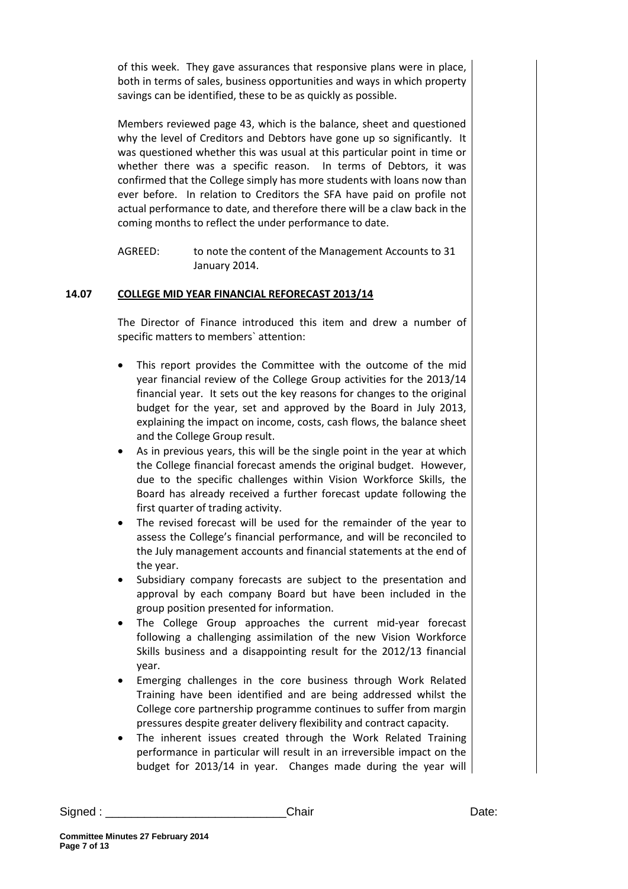of this week. They gave assurances that responsive plans were in place, both in terms of sales, business opportunities and ways in which property savings can be identified, these to be as quickly as possible.

Members reviewed page 43, which is the balance, sheet and questioned why the level of Creditors and Debtors have gone up so significantly. It was questioned whether this was usual at this particular point in time or whether there was a specific reason. In terms of Debtors, it was confirmed that the College simply has more students with loans now than ever before. In relation to Creditors the SFA have paid on profile not actual performance to date, and therefore there will be a claw back in the coming months to reflect the under performance to date.

AGREED: to note the content of the Management Accounts to 31 January 2014.

## 14.07 COLLEGE MID YEAR FINANCIAL REFORECAST 2013/14

The Director of Finance introduced this item and drew a number of specific matters to members` attention:

- This report provides the Committee with the outcome of the mid year financial review of the College Group activities for the 2013/14 financial year. It sets out the key reasons for changes to the original budget for the year, set and approved by the Board in July 2013, explaining the impact on income, costs, cash flows, the balance sheet and the College Group result.
- As in previous years, this will be the single point in the year at which the College financial forecast amends the original budget. However, due to the specific challenges within Vision Workforce Skills, the Board has already received a further forecast update following the first quarter of trading activity.
- The revised forecast will be used for the remainder of the year to assess the College's financial performance, and will be reconciled to the July management accounts and financial statements at the end of the year.
- Subsidiary company forecasts are subject to the presentation and approval by each company Board but have been included in the group position presented for information.
- The College Group approaches the current mid-year forecast following a challenging assimilation of the new Vision Workforce Skills business and a disappointing result for the 2012/13 financial year.
- Emerging challenges in the core business through Work Related Training have been identified and are being addressed whilst the College core partnership programme continues to suffer from margin pressures despite greater delivery flexibility and contract capacity.
- The inherent issues created through the Work Related Training performance in particular will result in an irreversible impact on the budget for 2013/14 in year. Changes made during the year will

Signed : ___________________________Chair Date: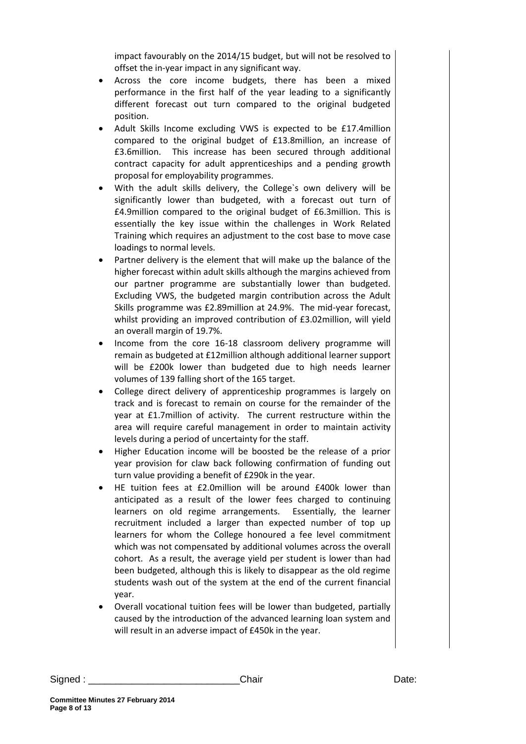impact favourably on the 2014/15 budget, but will not be resolved to offset the in-year impact in any significant way.

- Across the core income budgets, there has been a mixed performance in the first half of the year leading to a significantly different forecast out turn compared to the original budgeted position.
- Adult Skills Income excluding VWS is expected to be £17.4million compared to the original budget of £13.8million, an increase of £3.6million. This increase has been secured through additional contract capacity for adult apprenticeships and a pending growth proposal for employability programmes.
- With the adult skills delivery, the College`s own delivery will be significantly lower than budgeted, with a forecast out turn of £4.9million compared to the original budget of £6.3million. This is essentially the key issue within the challenges in Work Related Training which requires an adjustment to the cost base to move case loadings to normal levels.
- Partner delivery is the element that will make up the balance of the higher forecast within adult skills although the margins achieved from our partner programme are substantially lower than budgeted. Excluding VWS, the budgeted margin contribution across the Adult Skills programme was £2.89million at 24.9%. The mid-year forecast, whilst providing an improved contribution of £3.02million, will yield an overall margin of 19.7%.
- Income from the core 16-18 classroom delivery programme will remain as budgeted at £12million although additional learner support will be £200k lower than budgeted due to high needs learner volumes of 139 falling short of the 165 target.
- College direct delivery of apprenticeship programmes is largely on track and is forecast to remain on course for the remainder of the year at £1.7million of activity. The current restructure within the area will require careful management in order to maintain activity levels during a period of uncertainty for the staff.
- Higher Education income will be boosted be the release of a prior year provision for claw back following confirmation of funding out turn value providing a benefit of £290k in the year.
- HE tuition fees at £2.0million will be around £400k lower than anticipated as a result of the lower fees charged to continuing learners on old regime arrangements. Essentially, the learner recruitment included a larger than expected number of top up learners for whom the College honoured a fee level commitment which was not compensated by additional volumes across the overall cohort. As a result, the average yield per student is lower than had been budgeted, although this is likely to disappear as the old regime students wash out of the system at the end of the current financial year.
- Overall vocational tuition fees will be lower than budgeted, partially caused by the introduction of the advanced learning loan system and will result in an adverse impact of £450k in the year.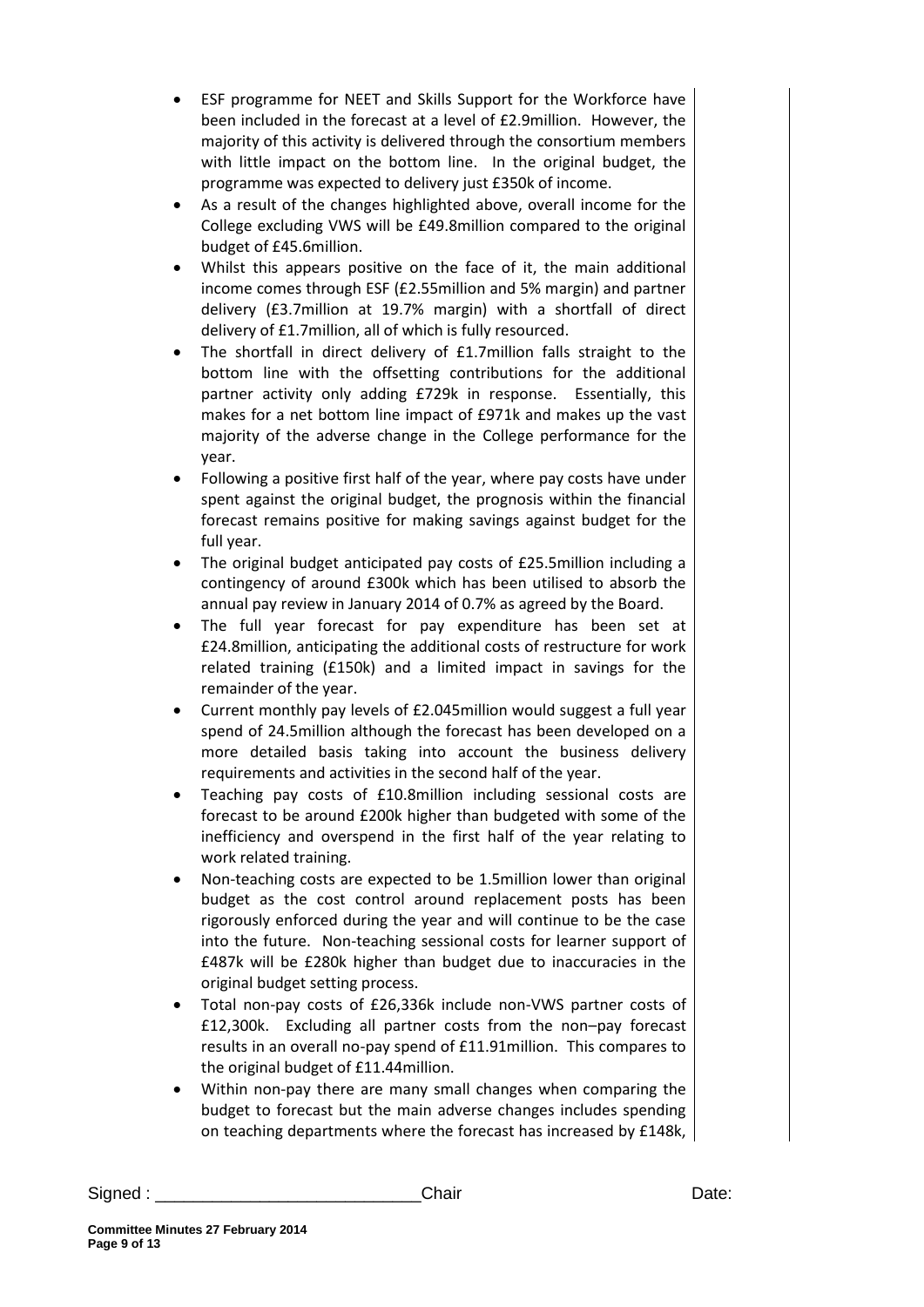- ESF programme for NEET and Skills Support for the Workforce have been included in the forecast at a level of £2.9million. However, the majority of this activity is delivered through the consortium members with little impact on the bottom line. In the original budget, the programme was expected to delivery just £350k of income.
- As a result of the changes highlighted above, overall income for the College excluding VWS will be £49.8million compared to the original budget of £45.6million.
- Whilst this appears positive on the face of it, the main additional income comes through ESF (£2.55million and 5% margin) and partner delivery (£3.7million at 19.7% margin) with a shortfall of direct delivery of £1.7million, all of which is fully resourced.
- The shortfall in direct delivery of £1.7million falls straight to the bottom line with the offsetting contributions for the additional partner activity only adding £729k in response. Essentially, this makes for a net bottom line impact of £971k and makes up the vast majority of the adverse change in the College performance for the year.
- Following a positive first half of the year, where pay costs have under spent against the original budget, the prognosis within the financial forecast remains positive for making savings against budget for the full year.
- The original budget anticipated pay costs of £25.5million including a contingency of around £300k which has been utilised to absorb the annual pay review in January 2014 of 0.7% as agreed by the Board.
- The full year forecast for pay expenditure has been set at £24.8million, anticipating the additional costs of restructure for work related training (£150k) and a limited impact in savings for the remainder of the year.
- Current monthly pay levels of £2.045million would suggest a full year spend of 24.5million although the forecast has been developed on a more detailed basis taking into account the business delivery requirements and activities in the second half of the year.
- Teaching pay costs of £10.8million including sessional costs are forecast to be around £200k higher than budgeted with some of the inefficiency and overspend in the first half of the year relating to work related training.
- Non-teaching costs are expected to be 1.5million lower than original budget as the cost control around replacement posts has been rigorously enforced during the year and will continue to be the case into the future. Non-teaching sessional costs for learner support of £487k will be £280k higher than budget due to inaccuracies in the original budget setting process.
- Total non-pay costs of £26,336k include non-VWS partner costs of £12,300k. Excluding all partner costs from the non–pay forecast results in an overall no-pay spend of £11.91million. This compares to the original budget of £11.44million.
- Within non-pay there are many small changes when comparing the budget to forecast but the main adverse changes includes spending on teaching departments where the forecast has increased by £148k,

Signed : ___________________________ Chair Date: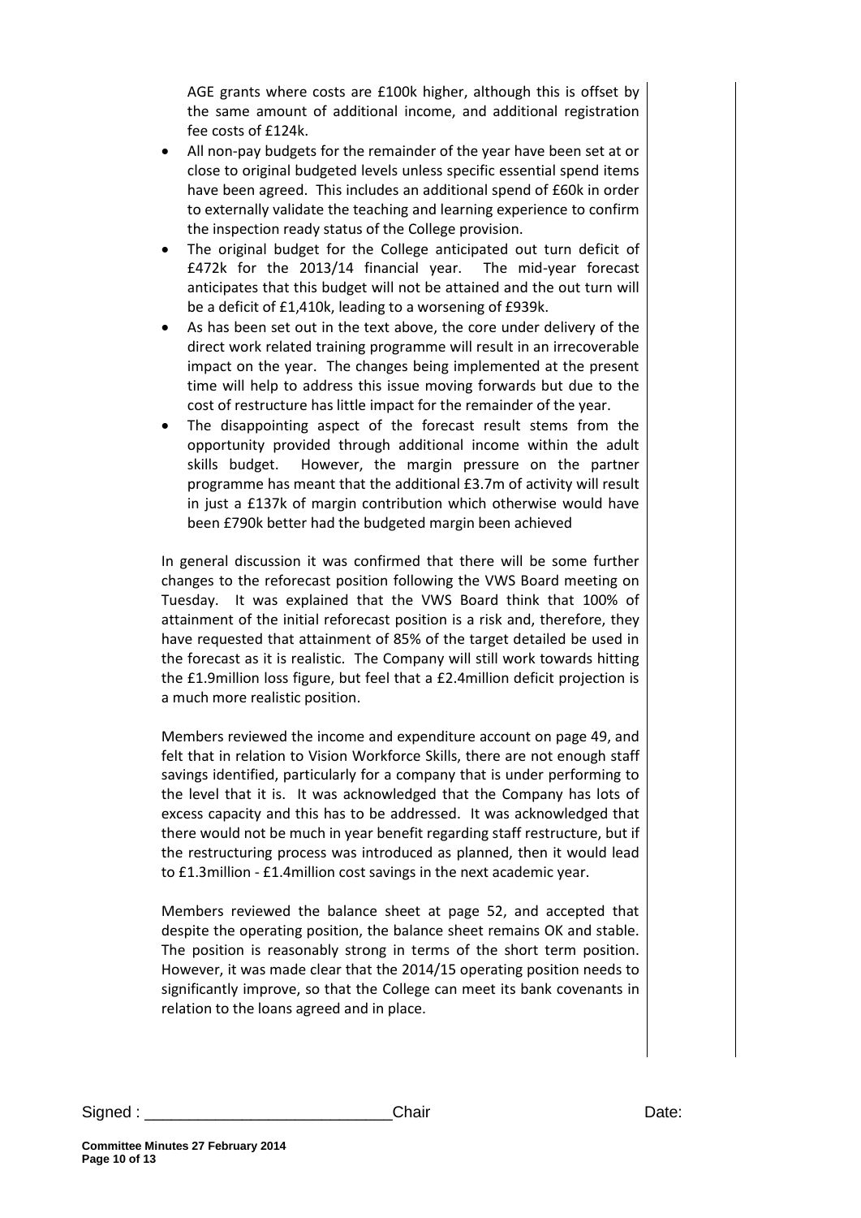AGE grants where costs are £100k higher, although this is offset by the same amount of additional income, and additional registration fee costs of £124k.

- All non-pay budgets for the remainder of the year have been set at or close to original budgeted levels unless specific essential spend items have been agreed. This includes an additional spend of £60k in order to externally validate the teaching and learning experience to confirm the inspection ready status of the College provision.
- The original budget for the College anticipated out turn deficit of £472k for the 2013/14 financial year. The mid-year forecast anticipates that this budget will not be attained and the out turn will be a deficit of £1,410k, leading to a worsening of £939k.
- As has been set out in the text above, the core under delivery of the direct work related training programme will result in an irrecoverable impact on the year. The changes being implemented at the present time will help to address this issue moving forwards but due to the cost of restructure has little impact for the remainder of the year.
- The disappointing aspect of the forecast result stems from the opportunity provided through additional income within the adult skills budget. However, the margin pressure on the partner programme has meant that the additional £3.7m of activity will result in just a £137k of margin contribution which otherwise would have been £790k better had the budgeted margin been achieved

In general discussion it was confirmed that there will be some further changes to the reforecast position following the VWS Board meeting on Tuesday. It was explained that the VWS Board think that 100% of attainment of the initial reforecast position is a risk and, therefore, they have requested that attainment of 85% of the target detailed be used in the forecast as it is realistic. The Company will still work towards hitting the £1.9million loss figure, but feel that a £2.4million deficit projection is a much more realistic position.

Members reviewed the income and expenditure account on page 49, and felt that in relation to Vision Workforce Skills, there are not enough staff savings identified, particularly for a company that is under performing to the level that it is. It was acknowledged that the Company has lots of excess capacity and this has to be addressed. It was acknowledged that there would not be much in year benefit regarding staff restructure, but if the restructuring process was introduced as planned, then it would lead to £1.3million - £1.4million cost savings in the next academic year.

Members reviewed the balance sheet at page 52, and accepted that despite the operating position, the balance sheet remains OK and stable. The position is reasonably strong in terms of the short term position. However, it was made clear that the 2014/15 operating position needs to significantly improve, so that the College can meet its bank covenants in relation to the loans agreed and in place.

Signed : ____________________________ Chair Date: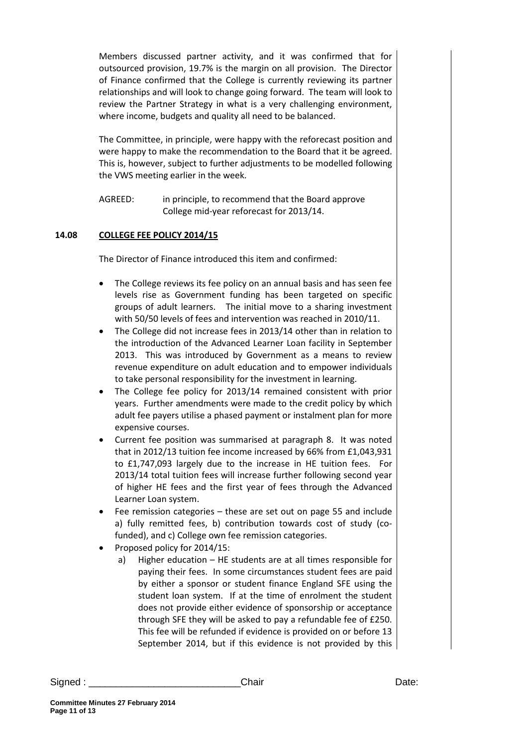Members discussed partner activity, and it was confirmed that for outsourced provision, 19.7% is the margin on all provision. The Director of Finance confirmed that the College is currently reviewing its partner relationships and will look to change going forward. The team will look to review the Partner Strategy in what is a very challenging environment, where income, budgets and quality all need to be balanced.

The Committee, in principle, were happy with the reforecast position and were happy to make the recommendation to the Board that it be agreed. This is, however, subject to further adjustments to be modelled following the VWS meeting earlier in the week.

AGREED: in principle, to recommend that the Board approve College mid-year reforecast for 2013/14.

## 14.08 COLLEGE FEE POLICY 2014/15

The Director of Finance introduced this item and confirmed:

- The College reviews its fee policy on an annual basis and has seen fee levels rise as Government funding has been targeted on specific groups of adult learners. The initial move to a sharing investment with 50/50 levels of fees and intervention was reached in 2010/11.
- The College did not increase fees in 2013/14 other than in relation to the introduction of the Advanced Learner Loan facility in September 2013. This was introduced by Government as a means to review revenue expenditure on adult education and to empower individuals to take personal responsibility for the investment in learning.
- The College fee policy for 2013/14 remained consistent with prior years. Further amendments were made to the credit policy by which adult fee payers utilise a phased payment or instalment plan for more expensive courses.
- Current fee position was summarised at paragraph 8. It was noted that in 2012/13 tuition fee income increased by 66% from £1,043,931 to £1,747,093 largely due to the increase in HE tuition fees. For 2013/14 total tuition fees will increase further following second year of higher HE fees and the first year of fees through the Advanced Learner Loan system.
- Fee remission categories – these are set out on page 55 and include a) fully remitted fees, b) contribution towards cost of study (co-funded), and c) College own fee remission categories.
- Proposed policy for 2014/15:
  a) Higher education – HE students are at all times responsible for paying their fees. In some circumstances student fees are paid by either a sponsor or student finance England SFE using the student loan system. If at the time of enrolment the student does not provide either evidence of sponsorship or acceptance through SFE they will be asked to pay a refundable fee of £250. This fee will be refunded if evidence is provided on or before 13 September 2014, but if this evidence is not provided by this

Signed : ___________________________ Chair Date: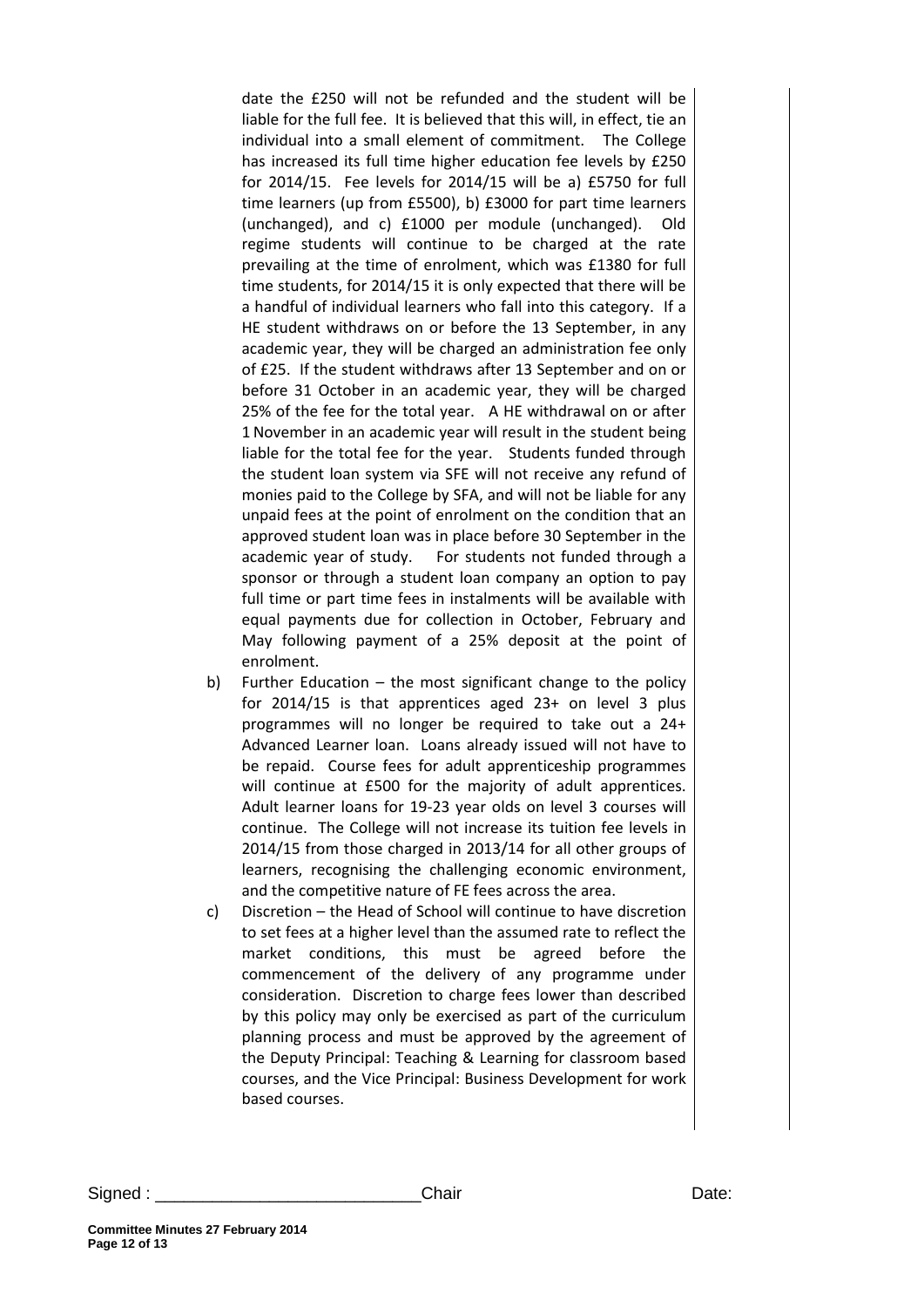date the £250 will not be refunded and the student will be liable for the full fee. It is believed that this will, in effect, tie an individual into a small element of commitment. The College has increased its full time higher education fee levels by £250 for 2014/15. Fee levels for 2014/15 will be a) £5750 for full time learners (up from £5500), b) £3000 for part time learners (unchanged), and c) £1000 per module (unchanged). Old regime students will continue to be charged at the rate prevailing at the time of enrolment, which was £1380 for full time students, for 2014/15 it is only expected that there will be a handful of individual learners who fall into this category. If a HE student withdraws on or before the 13 September, in any academic year, they will be charged an administration fee only of £25. If the student withdraws after 13 September and on or before 31 October in an academic year, they will be charged 25% of the fee for the total year. A HE withdrawal on or after 1 November in an academic year will result in the student being liable for the total fee for the year. Students funded through the student loan system via SFE will not receive any refund of monies paid to the College by SFA, and will not be liable for any unpaid fees at the point of enrolment on the condition that an approved student loan was in place before 30 September in the academic year of study. For students not funded through a sponsor or through a student loan company an option to pay full time or part time fees in instalments will be available with equal payments due for collection in October, February and May following payment of a 25% deposit at the point of enrolment.

b) Further Education – the most significant change to the policy for 2014/15 is that apprentices aged 23+ on level 3 plus programmes will no longer be required to take out a 24+ Advanced Learner loan. Loans already issued will not have to be repaid. Course fees for adult apprenticeship programmes will continue at £500 for the majority of adult apprentices. Adult learner loans for 19-23 year olds on level 3 courses will continue. The College will not increase its tuition fee levels in 2014/15 from those charged in 2013/14 for all other groups of learners, recognising the challenging economic environment, and the competitive nature of FE fees across the area.

c) Discretion – the Head of School will continue to have discretion to set fees at a higher level than the assumed rate to reflect the market conditions, this must be agreed before the commencement of the delivery of any programme under consideration. Discretion to charge fees lower than described by this policy may only be exercised as part of the curriculum planning process and must be approved by the agreement of the Deputy Principal: Teaching & Learning for classroom based courses, and the Vice Principal: Business Development for work based courses.

Signed : ___________________________ Chair Date: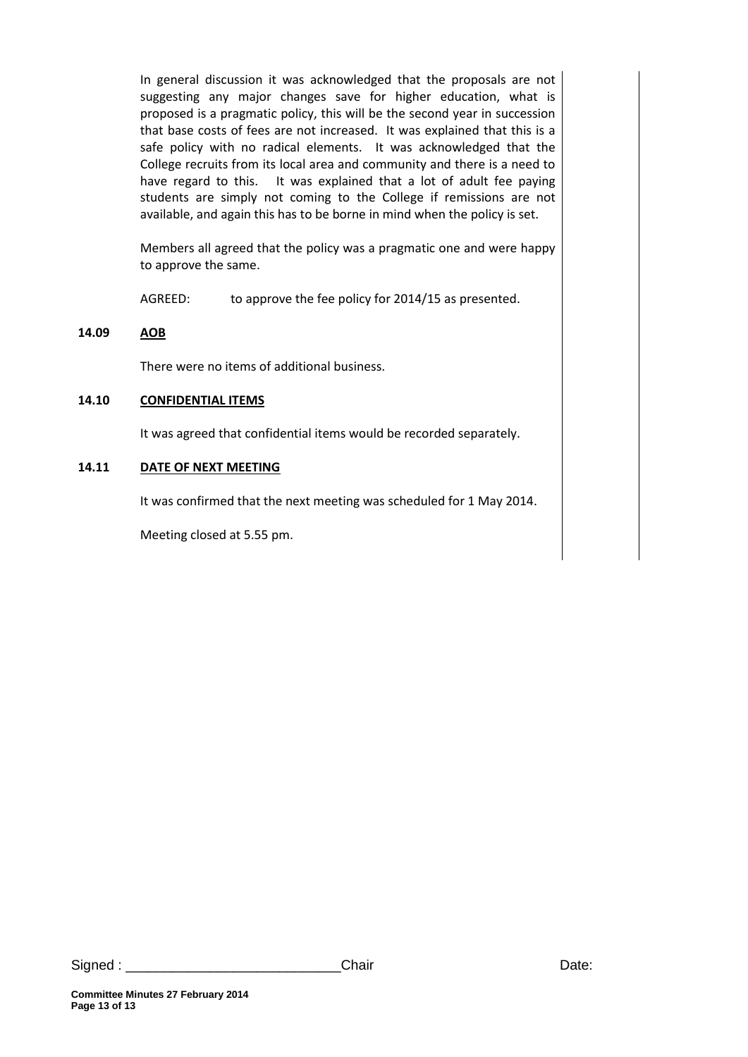In general discussion it was acknowledged that the proposals are not suggesting any major changes save for higher education, what is proposed is a pragmatic policy, this will be the second year in succession that base costs of fees are not increased. It was explained that this is a safe policy with no radical elements. It was acknowledged that the College recruits from its local area and community and there is a need to have regard to this. It was explained that a lot of adult fee paying students are simply not coming to the College if remissions are not available, and again this has to be borne in mind when the policy is set.

Members all agreed that the policy was a pragmatic one and were happy to approve the same.

AGREED: to approve the fee policy for 2014/15 as presented.

**14.09 <u>AOB</u>**

There were no items of additional business.

**14.10 <u>CONFIDENTIAL ITEMS</u>**

It was agreed that confidential items would be recorded separately.

**14.11 <u>DATE OF NEXT MEETING</u>**

It was confirmed that the next meeting was scheduled for 1 May 2014.

Meeting closed at 5.55 pm.

Signed : ___________________________Chair Date: